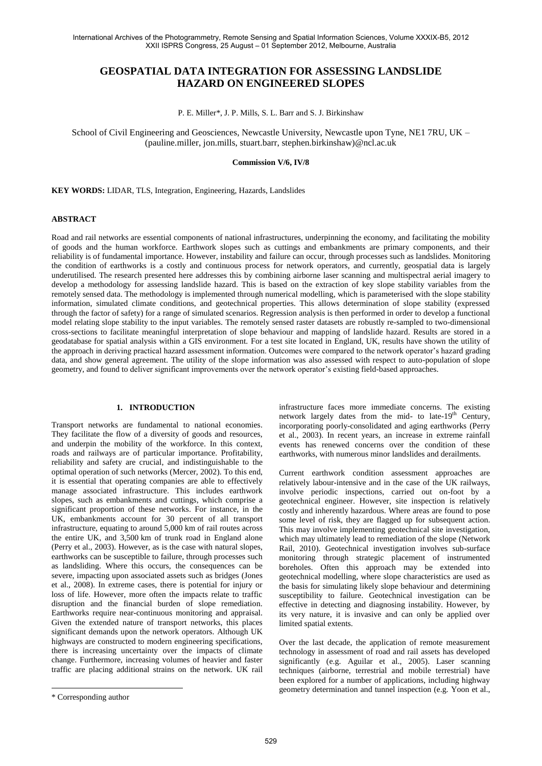# GEOSPATIAL DATA INTEGRATION FOR ASSESSING LANDSLIDE HAZARD ON ENGINEERED SLOPES

P. E. Miller*, J. P. Mills, S. L. Barr and S. J. Birkinshaw

School of Civil Engineering and Geosciences, Newcastle University, Newcastle upon Tyne, NE1 7RU, UK – (pauline.miller, jon.mills, stuart.barr, stephen.birkinshaw)@ncl.ac.uk

**Commission V/6, IV/8**

**KEY WORDS:** LIDAR, TLS, Integration, Engineering, Hazards, Landslides

## ABSTRACT

Road and rail networks are essential components of national infrastructures, underpinning the economy, and facilitating the mobility of goods and the human workforce. Earthwork slopes such as cuttings and embankments are primary components, and their reliability is of fundamental importance. However, instability and failure can occur, through processes such as landslides. Monitoring the condition of earthworks is a costly and continuous process for network operators, and currently, geospatial data is largely underutilised. The research presented here addresses this by combining airborne laser scanning and multispectral aerial imagery to develop a methodology for assessing landslide hazard. This is based on the extraction of key slope stability variables from the remotely sensed data. The methodology is implemented through numerical modelling, which is parameterised with the slope stability information, simulated climate conditions, and geotechnical properties. This allows determination of slope stability (expressed through the factor of safety) for a range of simulated scenarios. Regression analysis is then performed in order to develop a functional model relating slope stability to the input variables. The remotely sensed raster datasets are robustly re-sampled to two-dimensional cross-sections to facilitate meaningful interpretation of slope behaviour and mapping of landslide hazard. Results are stored in a geodatabase for spatial analysis within a GIS environment. For a test site located in England, UK, results have shown the utility of the approach in deriving practical hazard assessment information. Outcomes were compared to the network operator's hazard grading data, and show general agreement. The utility of the slope information was also assessed with respect to auto-population of slope geometry, and found to deliver significant improvements over the network operator's existing field-based approaches.

## 1. INTRODUCTION

Transport networks are fundamental to national economies. They facilitate the flow of a diversity of goods and resources, and underpin the mobility of the workforce. In this context, roads and railways are of particular importance. Profitability, reliability and safety are crucial, and indistinguishable to the optimal operation of such networks (Mercer, 2002). To this end, it is essential that operating companies are able to effectively manage associated infrastructure. This includes earthwork slopes, such as embankments and cuttings, which comprise a significant proportion of these networks. For instance, in the UK, embankments account for 30 percent of all transport infrastructure, equating to around 5,000 km of rail routes across the entire UK, and 3,500 km of trunk road in England alone (Perry et al., 2003). However, as is the case with natural slopes, earthworks can be susceptible to failure, through processes such as landsliding. Where this occurs, the consequences can be severe, impacting upon associated assets such as bridges (Jones et al., 2008). In extreme cases, there is potential for injury or loss of life. However, more often the impacts relate to traffic disruption and the financial burden of slope remediation. Earthworks require near-continuous monitoring and appraisal. Given the extended nature of transport networks, this places significant demands upon the network operators. Although UK highways are constructed to modern engineering specifications, there is increasing uncertainty over the impacts of climate change. Furthermore, increasing volumes of heavier and faster traffic are placing additional strains on the network. UK rail infrastructure faces more immediate concerns. The existing network largely dates from the mid- to late-19th Century, incorporating poorly-consolidated and aging earthworks (Perry et al., 2003). In recent years, an increase in extreme rainfall events has renewed concerns over the condition of these earthworks, with numerous minor landslides and derailments.

Current earthwork condition assessment approaches are relatively labour-intensive and in the case of the UK railways, involve periodic inspections, carried out on-foot by a geotechnical engineer. However, site inspection is relatively costly and inherently hazardous. Where areas are found to pose some level of risk, they are flagged up for subsequent action. This may involve implementing geotechnical site investigation, which may ultimately lead to remediation of the slope (Network Rail, 2010). Geotechnical investigation involves sub-surface monitoring through strategic placement of instrumented boreholes. Often this approach may be extended into geotechnical modelling, where slope characteristics are used as the basis for simulating likely slope behaviour and determining susceptibility to failure. Geotechnical investigation can be effective in detecting and diagnosing instability. However, by its very nature, it is invasive and can only be applied over limited spatial extents.

Over the last decade, the application of remote measurement technology in assessment of road and rail assets has developed significantly (e.g. Aguilar et al., 2005). Laser scanning techniques (airborne, terrestrial and mobile terrestrial) have been explored for a number of applications, including highway geometry determination and tunnel inspection (e.g. Yoon et al.,

\* Corresponding author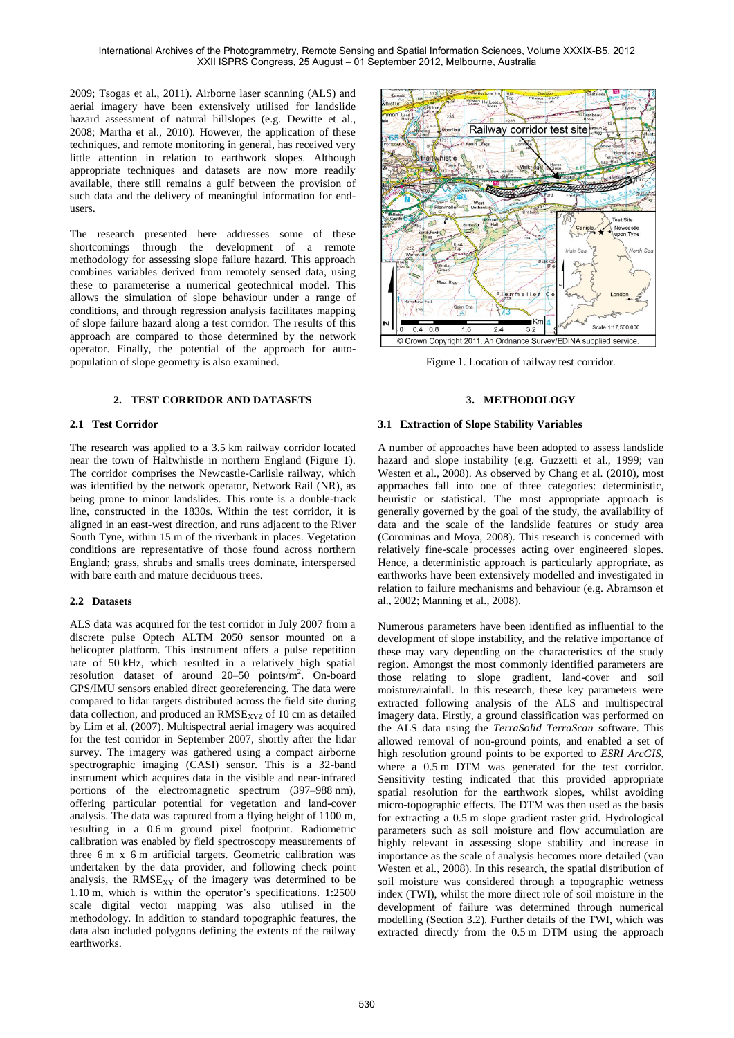2009; Tsogas et al., 2011). Airborne laser scanning (ALS) and aerial imagery have been extensively utilised for landslide hazard assessment of natural hillslopes (e.g. Dewitte et al., 2008; Martha et al., 2010). However, the application of these techniques, and remote monitoring in general, has received very little attention in relation to earthwork slopes. Although appropriate techniques and datasets are now more readily available, there still remains a gulf between the provision of such data and the delivery of meaningful information for end-users.

The research presented here addresses some of these shortcomings through the development of a remote methodology for assessing slope failure hazard. This approach combines variables derived from remotely sensed data, using these to parameterise a numerical geotechnical model. This allows the simulation of slope behaviour under a range of conditions, and through regression analysis facilitates mapping of slope failure hazard along a test corridor. The results of this approach are compared to those determined by the network operator. Finally, the potential of the approach for auto-population of slope geometry is also examined.

Railway corridor test site

Test Site

Carlisle

Newcastle upon Tyne

Irish Sea

North Sea

London

Km

0 0.4 0.8 1.6 2.4 3.2

Scale 1:17,500,000

© Crown Copyright 2011. An Ordnance Survey/EDINA supplied service.

Figure 1. Location of railway test corridor.

## 2. TEST CORRIDOR AND DATASETS

### 2.1 Test Corridor

The research was applied to a 3.5 km railway corridor located near the town of Haltwhistle in northern England (Figure 1). The corridor comprises the Newcastle-Carlisle railway, which was identified by the network operator, Network Rail (NR), as being prone to minor landslides. This route is a double-track line, constructed in the 1830s. Within the test corridor, it is aligned in an east-west direction, and runs adjacent to the River South Tyne, within 15 m of the riverbank in places. Vegetation conditions are representative of those found across northern England; grass, shrubs and smalls trees dominate, interspersed with bare earth and mature deciduous trees.

### 2.2 Datasets

ALS data was acquired for the test corridor in July 2007 from a discrete pulse Optech ALTM 2050 sensor mounted on a helicopter platform. This instrument offers a pulse repetition rate of 50 kHz, which resulted in a relatively high spatial resolution dataset of around 20–50 points/m$^2$. On-board GPS/IMU sensors enabled direct georeferencing. The data were compared to lidar targets distributed across the field site during data collection, and produced an $RMSE_{XYZ}$ of 10 cm as detailed by Lim et al. (2007). Multispectral aerial imagery was acquired for the test corridor in September 2007, shortly after the lidar survey. The imagery was gathered using a compact airborne spectrographic imaging (CASI) sensor. This is a 32-band instrument which acquires data in the visible and near-infrared portions of the electromagnetic spectrum (397–988 nm), offering particular potential for vegetation and land-cover analysis. The data was captured from a flying height of 1100 m, resulting in a 0.6 m ground pixel footprint. Radiometric calibration was enabled by field spectroscopy measurements of three 6 m x 6 m artificial targets. Geometric calibration was undertaken by the data provider, and following check point analysis, the $RMSE_{XY}$ of the imagery was determined to be 1.10 m, which is within the operator's specifications. 1:2500 scale digital vector mapping was also utilised in the methodology. In addition to standard topographic features, the data also included polygons defining the extents of the railway earthworks.

## 3. METHODOLOGY

### 3.1 Extraction of Slope Stability Variables

A number of approaches have been adopted to assess landslide hazard and slope instability (e.g. Guzzetti et al., 1999; van Westen et al., 2008). As observed by Chang et al. (2010), most approaches fall into one of three categories: deterministic, heuristic or statistical. The most appropriate approach is generally governed by the goal of the study, the availability of data and the scale of the landslide features or study area (Corominas and Moya, 2008). This research is concerned with relatively fine-scale processes acting over engineered slopes. Hence, a deterministic approach is particularly appropriate, as earthworks have been extensively modelled and investigated in relation to failure mechanisms and behaviour (e.g. Abramson et al., 2002; Manning et al., 2008).

Numerous parameters have been identified as influential to the development of slope instability, and the relative importance of these may vary depending on the characteristics of the study region. Amongst the most commonly identified parameters are those relating to slope gradient, land-cover and soil moisture/rainfall. In this research, these key parameters were extracted following analysis of the ALS and multispectral imagery data. Firstly, a ground classification was performed on the ALS data using the *TerraSolid TerraScan* software. This allowed removal of non-ground points, and enabled a set of high resolution ground points to be exported to *ESRI ArcGIS*, where a 0.5 m DTM was generated for the test corridor. Sensitivity testing indicated that this provided appropriate spatial resolution for the earthwork slopes, whilst avoiding micro-topographic effects. The DTM was then used as the basis for extracting a 0.5 m slope gradient raster grid. Hydrological parameters such as soil moisture and flow accumulation are highly relevant in assessing slope stability and increase in importance as the scale of analysis becomes more detailed (van Westen et al., 2008). In this research, the spatial distribution of soil moisture was considered through a topographic wetness index (TWI), whilst the more direct role of soil moisture in the development of failure was determined through numerical modelling (Section 3.2). Further details of the TWI, which was extracted directly from the 0.5 m DTM using the approach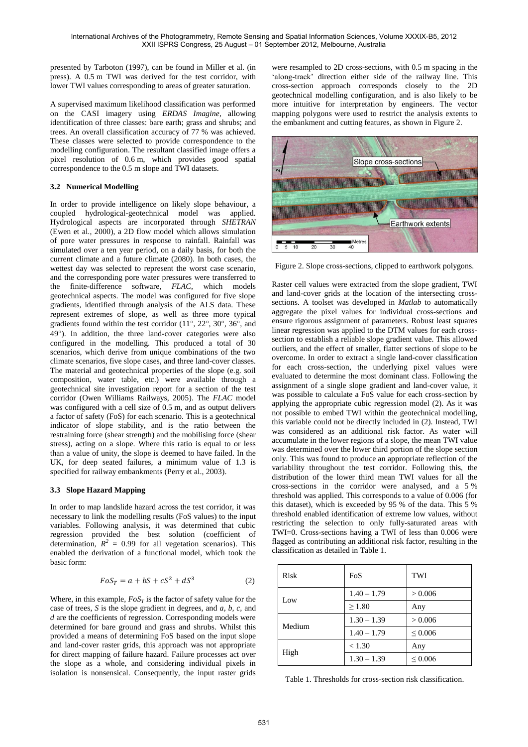presented by Tarboton (1997), can be found in Miller et al. (in press). A 0.5 m TWI was derived for the test corridor, with lower TWI values corresponding to areas of greater saturation.

A supervised maximum likelihood classification was performed on the CASI imagery using *ERDAS Imagine*, allowing identification of three classes: bare earth; grass and shrubs; and trees. An overall classification accuracy of 77 % was achieved. These classes were selected to provide correspondence to the modelling configuration. The resultant classified image offers a pixel resolution of 0.6 m, which provides good spatial correspondence to the 0.5 m slope and TWI datasets.

### 3.2 Numerical Modelling

In order to provide intelligence on likely slope behaviour, a coupled hydrological-geotechnical model was applied. Hydrological aspects are incorporated through *SHETRAN* (Ewen et al., 2000), a 2D flow model which allows simulation of pore water pressures in response to rainfall. Rainfall was simulated over a ten year period, on a daily basis, for both the current climate and a future climate (2080). In both cases, the wettest day was selected to represent the worst case scenario, and the corresponding pore water pressures were transferred to the finite-difference software, *FLAC*, which models geotechnical aspects. The model was configured for five slope gradients, identified through analysis of the ALS data. These represent extremes of slope, as well as three more typical gradients found within the test corridor (11°, 22°, 30°, 36°, and 49°). In addition, the three land-cover categories were also configured in the modelling. This produced a total of 30 scenarios, which derive from unique combinations of the two climate scenarios, five slope cases, and three land-cover classes. The material and geotechnical properties of the slope (e.g. soil composition, water table, etc.) were available through a geotechnical site investigation report for a section of the test corridor (Owen Williams Railways, 2005). The *FLAC* model was configured with a cell size of 0.5 m, and as output delivers a factor of safety (FoS) for each scenario. This is a geotechnical indicator of slope stability, and is the ratio between the restraining force (shear strength) and the mobilising force (shear stress), acting on a slope. Where this ratio is equal to or less than a value of unity, the slope is deemed to have failed. In the UK, for deep seated failures, a minimum value of 1.3 is specified for railway embankments (Perry et al., 2003).

### 3.3 Slope Hazard Mapping

In order to map landslide hazard across the test corridor, it was necessary to link the modelling results (FoS values) to the input variables. Following analysis, it was determined that cubic regression provided the best solution (coefficient of determination, $R^2$ = 0.99 for all vegetation scenarios). This enabled the derivation of a functional model, which took the basic form:

$$FoS_T = a + bS + cS^2 + dS^3 \tag{2}$$

Where, in this example, $FoS_T$ is the factor of safety value for the case of trees, $S$ is the slope gradient in degrees, and $a$, $b$, $c$, and $d$ are the coefficients of regression. Corresponding models were determined for bare ground and grass and shrubs. Whilst this provided a means of determining FoS based on the input slope and land-cover raster grids, this approach was not appropriate for direct mapping of failure hazard. Failure processes act over the slope as a whole, and considering individual pixels in isolation is nonsensical. Consequently, the input raster grids were resampled to 2D cross-sections, with 0.5 m spacing in the 'along-track' direction either side of the railway line. This cross-section approach corresponds closely to the 2D geotechnical modelling configuration, and is also likely to be more intuitive for interpretation by engineers. The vector mapping polygons were used to restrict the analysis extents to the embankment and cutting features, as shown in Figure 2.

Figure 2. Slope cross-sections, clipped to earthwork polygons.

Raster cell values were extracted from the slope gradient, TWI and land-cover grids at the location of the intersecting cross-sections. A toolset was developed in *Matlab* to automatically aggregate the pixel values for individual cross-sections and ensure rigorous assignment of parameters. Robust least squares linear regression was applied to the DTM values for each cross-section to establish a reliable slope gradient value. This allowed outliers, and the effect of smaller, flatter sections of slope to be overcome. In order to extract a single land-cover classification for each cross-section, the underlying pixel values were evaluated to determine the most dominant class. Following the assignment of a single slope gradient and land-cover value, it was possible to calculate a FoS value for each cross-section by applying the appropriate cubic regression model (2). As it was not possible to embed TWI within the geotechnical modelling, this variable could not be directly included in (2). Instead, TWI was considered as an additional risk factor. As water will accumulate in the lower regions of a slope, the mean TWI value was determined over the lower third portion of the slope section only. This was found to produce an appropriate reflection of the variability throughout the test corridor. Following this, the distribution of the lower third mean TWI values for all the cross-sections in the corridor were analysed, and a 5 % threshold was applied. This corresponds to a value of 0.006 (for this dataset), which is exceeded by 95 % of the data. This 5 % threshold enabled identification of extreme low values, without restricting the selection to only fully-saturated areas with TWI=0. Cross-sections having a TWI of less than 0.006 were flagged as contributing an additional risk factor, resulting in the classification as detailed in Table 1.

| Risk | FoS | TWI |
|---|---|---|
| Low | 1.40 – 1.79 | > 0.006 |
| | ≥ 1.80 | Any |
| Medium | 1.30 – 1.39 | > 0.006 |
| | 1.40 – 1.79 | ≤ 0.006 |
| High | < 1.30 | Any |
| | 1.30 – 1.39 | ≤ 0.006 |

Table 1. Thresholds for cross-section risk classification.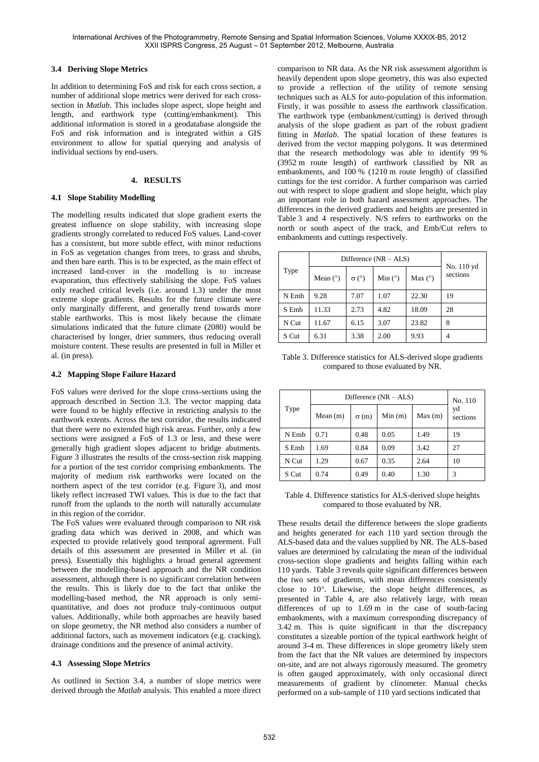### 3.4 Deriving Slope Metrics

In addition to determining FoS and risk for each cross section, a number of additional slope metrics were derived for each cross-section in *Matlab*. This includes slope aspect, slope height and length, and earthwork type (cutting/embankment). This additional information is stored in a geodatabase alongside the FoS and risk information and is integrated within a GIS environment to allow for spatial querying and analysis of individual sections by end-users.

## 4. RESULTS

### 4.1 Slope Stability Modelling

The modelling results indicated that slope gradient exerts the greatest influence on slope stability, with increasing slope gradients strongly correlated to reduced FoS values. Land-cover has a consistent, but more subtle effect, with minor reductions in FoS as vegetation changes from trees, to grass and shrubs, and then bare earth. This is to be expected, as the main effect of increased land-cover in the modelling is to increase evaporation, thus effectively stabilising the slope. FoS values only reached critical levels (i.e. around 1.3) under the most extreme slope gradients. Results for the future climate were only marginally different, and generally trend towards more stable earthworks. This is most likely because the climate simulations indicated that the future climate (2080) would be characterised by longer, drier summers, thus reducing overall moisture content. These results are presented in full in Miller et al. (in press).

### 4.2 Mapping Slope Failure Hazard

FoS values were derived for the slope cross-sections using the approach described in Section 3.3. The vector mapping data were found to be highly effective in restricting analysis to the earthwork extents. Across the test corridor, the results indicated that there were no extended high risk areas. Further, only a few sections were assigned a FoS of 1.3 or less, and these were generally high gradient slopes adjacent to bridge abutments. Figure 3 illustrates the results of the cross-section risk mapping for a portion of the test corridor comprising embankments. The majority of medium risk earthworks were located on the northern aspect of the test corridor (e.g. Figure 3), and most likely reflect increased TWI values. This is due to the fact that runoff from the uplands to the north will naturally accumulate in this region of the corridor.

The FoS values were evaluated through comparison to NR risk grading data which was derived in 2008, and which was expected to provide relatively good temporal agreement. Full details of this assessment are presented in Miller et al. (in press). Essentially this highlights a broad general agreement between the modelling-based approach and the NR condition assessment, although there is no significant correlation between the results. This is likely due to the fact that unlike the modelling-based method, the NR approach is only semi-quantitative, and does not produce truly-continuous output values. Additionally, while both approaches are heavily based on slope geometry, the NR method also considers a number of additional factors, such as movement indicators (e.g. cracking), drainage conditions and the presence of animal activity.

### 4.3 Assessing Slope Metrics

As outlined in Section 3.4, a number of slope metrics were derived through the *Matlab* analysis. This enabled a more direct comparison to NR data. As the NR risk assessment algorithm is heavily dependent upon slope geometry, this was also expected to provide a reflection of the utility of remote sensing techniques such as ALS for auto-population of this information. Firstly, it was possible to assess the earthwork classification. The earthwork type (embankment/cutting) is derived through analysis of the slope gradient as part of the robust gradient fitting in *Matlab*. The spatial location of these features is derived from the vector mapping polygons. It was determined that the research methodology was able to identify 99 % (3952 m route length) of earthwork classified by NR as embankments, and 100 % (1210 m route length) of classified cuttings for the test corridor. A further comparison was carried out with respect to slope gradient and slope height, which play an important role in both hazard assessment approaches. The differences in the derived gradients and heights are presented in Table 3 and 4 respectively. N/S refers to earthworks on the north or south aspect of the track, and Emb/Cut refers to embankments and cuttings respectively.

| Type | Difference (NR – ALS) | | | | No. 110 yd sections |
|---|---|---|---|---|---|
| | Mean (°) | σ (°) | Min (°) | Max (°) | |
| N Emb | 9.28 | 7.07 | 1.07 | 22.30 | 19 |
| S Emb | 11.33 | 2.73 | 4.82 | 18.09 | 28 |
| N Cut | 11.67 | 6.15 | 3.07 | 23.82 | 8 |
| S Cut | 6.31 | 3.38 | 2.00 | 9.93 | 4 |

Table 3. Difference statistics for ALS-derived slope gradients compared to those evaluated by NR.

| Type | Difference (NR – ALS) | | | | No. 110 yd sections |
|---|---|---|---|---|---|
| | Mean (m) | σ (m) | Min (m) | Max (m) | |
| N Emb | 0.71 | 0.48 | 0.05 | 1.49 | 19 |
| S Emb | 1.69 | 0.84 | 0.09 | 3.42 | 27 |
| N Cut | 1.29 | 0.67 | 0.35 | 2.64 | 10 |
| S Cut | 0.74 | 0.49 | 0.40 | 1.30 | 3 |

Table 4. Difference statistics for ALS-derived slope heights compared to those evaluated by NR.

These results detail the difference between the slope gradients and heights generated for each 110 yard section through the ALS-based data and the values supplied by NR. The ALS-based values are determined by calculating the mean of the individual cross-section slope gradients and heights falling within each 110 yards. Table 3 reveals quite significant differences between the two sets of gradients, with mean differences consistently close to 10°. Likewise, the slope height differences, as presented in Table 4, are also relatively large, with mean differences of up to 1.69 m in the case of south-facing embankments, with a maximum corresponding discrepancy of 3.42 m. This is quite significant in that the discrepancy constitutes a sizeable portion of the typical earthwork height of around 3-4 m. These differences in slope geometry likely stem from the fact that the NR values are determined by inspectors on-site, and are not always rigorously measured. The geometry is often gauged approximately, with only occasional direct measurements of gradient by clinometer. Manual checks performed on a sub-sample of 110 yard sections indicated that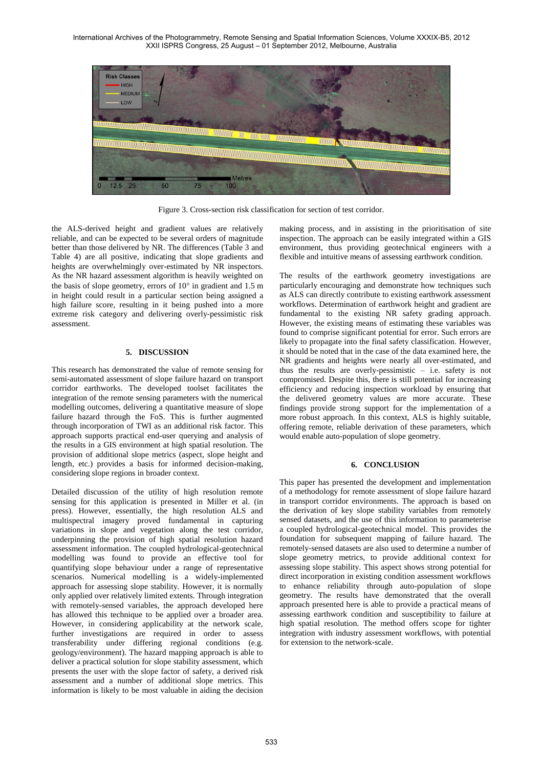Risk Classes

HIGH

MEDIUM

LOW

N

Metres

0 12.5 25 50 75 100

Figure 3. Cross-section risk classification for section of test corridor.

the ALS-derived height and gradient values are relatively reliable, and can be expected to be several orders of magnitude better than those delivered by NR. The differences (Table 3 and Table 4) are all positive, indicating that slope gradients and heights are overwhelmingly over-estimated by NR inspectors. As the NR hazard assessment algorithm is heavily weighted on the basis of slope geometry, errors of 10° in gradient and 1.5 m in height could result in a particular section being assigned a high failure score, resulting in it being pushed into a more extreme risk category and delivering overly-pessimistic risk assessment.

## 5. DISCUSSION

This research has demonstrated the value of remote sensing for semi-automated assessment of slope failure hazard on transport corridor earthworks. The developed toolset facilitates the integration of the remote sensing parameters with the numerical modelling outcomes, delivering a quantitative measure of slope failure hazard through the FoS. This is further augmented through incorporation of TWI as an additional risk factor. This approach supports practical end-user querying and analysis of the results in a GIS environment at high spatial resolution. The provision of additional slope metrics (aspect, slope height and length, etc.) provides a basis for informed decision-making, considering slope regions in broader context.

Detailed discussion of the utility of high resolution remote sensing for this application is presented in Miller et al. (in press). However, essentially, the high resolution ALS and multispectral imagery proved fundamental in capturing variations in slope and vegetation along the test corridor, underpinning the provision of high spatial resolution hazard assessment information. The coupled hydrological-geotechnical modelling was found to provide an effective tool for quantifying slope behaviour under a range of representative scenarios. Numerical modelling is a widely-implemented approach for assessing slope stability. However, it is normally only applied over relatively limited extents. Through integration with remotely-sensed variables, the approach developed here has allowed this technique to be applied over a broader area. However, in considering applicability at the network scale, further investigations are required in order to assess transferability under differing regional conditions (e.g. geology/environment). The hazard mapping approach is able to deliver a practical solution for slope stability assessment, which presents the user with the slope factor of safety, a derived risk assessment and a number of additional slope metrics. This information is likely to be most valuable in aiding the decision making process, and in assisting in the prioritisation of site inspection. The approach can be easily integrated within a GIS environment, thus providing geotechnical engineers with a flexible and intuitive means of assessing earthwork condition.

The results of the earthwork geometry investigations are particularly encouraging and demonstrate how techniques such as ALS can directly contribute to existing earthwork assessment workflows. Determination of earthwork height and gradient are fundamental to the existing NR safety grading approach. However, the existing means of estimating these variables was found to comprise significant potential for error. Such errors are likely to propagate into the final safety classification. However, it should be noted that in the case of the data examined here, the NR gradients and heights were nearly all over-estimated, and thus the results are overly-pessimistic – i.e. safety is not compromised. Despite this, there is still potential for increasing efficiency and reducing inspection workload by ensuring that the delivered geometry values are more accurate. These findings provide strong support for the implementation of a more robust approach. In this context, ALS is highly suitable, offering remote, reliable derivation of these parameters, which would enable auto-population of slope geometry.

## 6. CONCLUSION

This paper has presented the development and implementation of a methodology for remote assessment of slope failure hazard in transport corridor environments. The approach is based on the derivation of key slope stability variables from remotely sensed datasets, and the use of this information to parameterise a coupled hydrological-geotechnical model. This provides the foundation for subsequent mapping of failure hazard. The remotely-sensed datasets are also used to determine a number of slope geometry metrics, to provide additional context for assessing slope stability. This aspect shows strong potential for direct incorporation in existing condition assessment workflows to enhance reliability through auto-population of slope geometry. The results have demonstrated that the overall approach presented here is able to provide a practical means of assessing earthwork condition and susceptibility to failure at high spatial resolution. The method offers scope for tighter integration with industry assessment workflows, with potential for extension to the network-scale.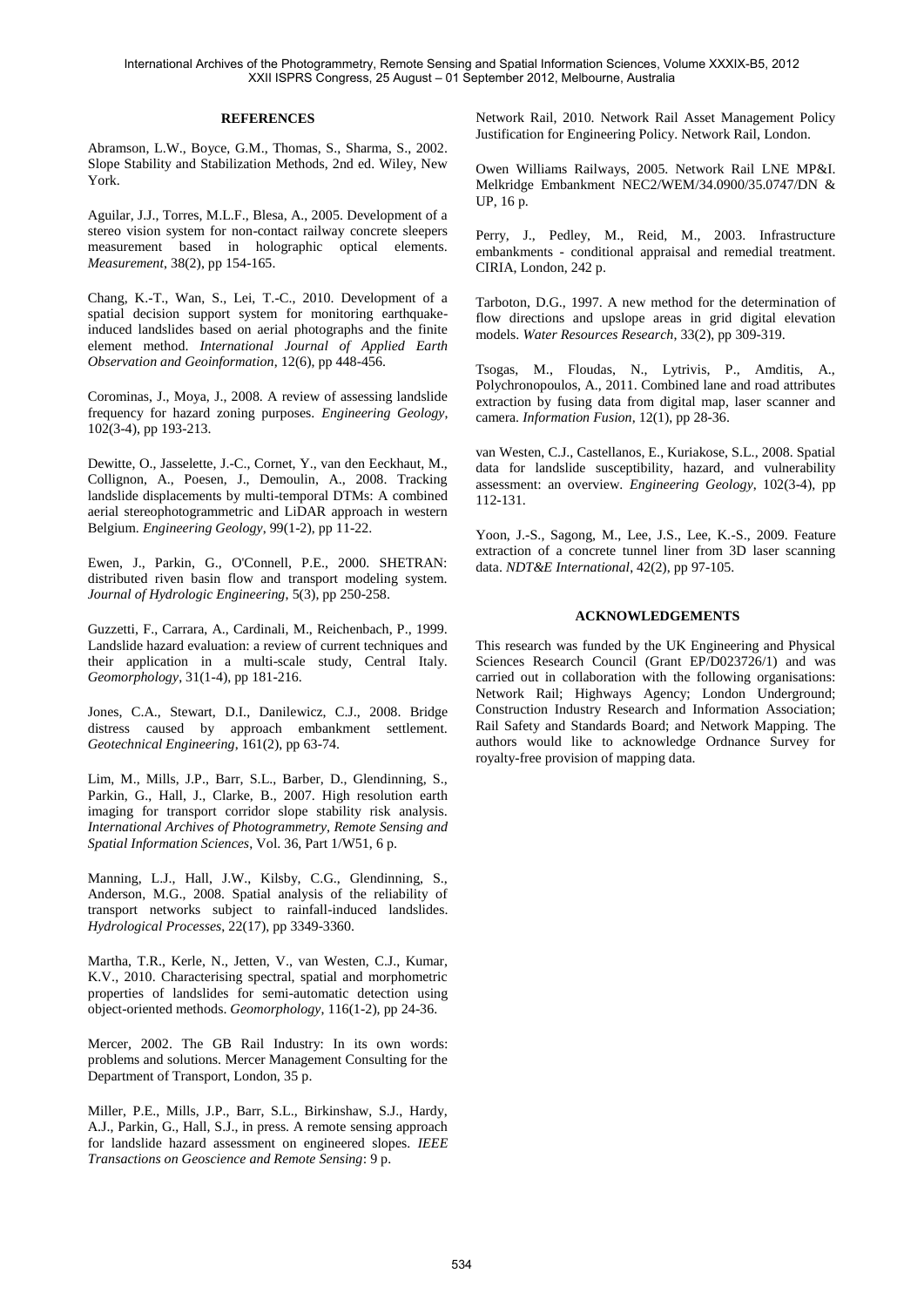## REFERENCES

Abramson, L.W., Boyce, G.M., Thomas, S., Sharma, S., 2002. Slope Stability and Stabilization Methods, 2nd ed. Wiley, New York.

Aguilar, J.J., Torres, M.L.F., Blesa, A., 2005. Development of a stereo vision system for non-contact railway concrete sleepers measurement based in holographic optical elements. *Measurement*, 38(2), pp 154-165.

Chang, K.-T., Wan, S., Lei, T.-C., 2010. Development of a spatial decision support system for monitoring earthquake-induced landslides based on aerial photographs and the finite element method. *International Journal of Applied Earth Observation and Geoinformation*, 12(6), pp 448-456.

Corominas, J., Moya, J., 2008. A review of assessing landslide frequency for hazard zoning purposes. *Engineering Geology*, 102(3-4), pp 193-213.

Dewitte, O., Jasselette, J.-C., Cornet, Y., van den Eeckhaut, M., Collignon, A., Poesen, J., Demoulin, A., 2008. Tracking landslide displacements by multi-temporal DTMs: A combined aerial stereophotogrammetric and LiDAR approach in western Belgium. *Engineering Geology*, 99(1-2), pp 11-22.

Ewen, J., Parkin, G., O'Connell, P.E., 2000. SHETRAN: distributed riven basin flow and transport modeling system. *Journal of Hydrologic Engineering*, 5(3), pp 250-258.

Guzzetti, F., Carrara, A., Cardinali, M., Reichenbach, P., 1999. Landslide hazard evaluation: a review of current techniques and their application in a multi-scale study, Central Italy. *Geomorphology*, 31(1-4), pp 181-216.

Jones, C.A., Stewart, D.I., Danilewicz, C.J., 2008. Bridge distress caused by approach embankment settlement. *Geotechnical Engineering*, 161(2), pp 63-74.

Lim, M., Mills, J.P., Barr, S.L., Barber, D., Glendinning, S., Parkin, G., Hall, J., Clarke, B., 2007. High resolution earth imaging for transport corridor slope stability risk analysis. *International Archives of Photogrammetry, Remote Sensing and Spatial Information Sciences*, Vol. 36, Part 1/W51, 6 p.

Manning, L.J., Hall, J.W., Kilsby, C.G., Glendinning, S., Anderson, M.G., 2008. Spatial analysis of the reliability of transport networks subject to rainfall-induced landslides. *Hydrological Processes*, 22(17), pp 3349-3360.

Martha, T.R., Kerle, N., Jetten, V., van Westen, C.J., Kumar, K.V., 2010. Characterising spectral, spatial and morphometric properties of landslides for semi-automatic detection using object-oriented methods. *Geomorphology*, 116(1-2), pp 24-36.

Mercer, 2002. The GB Rail Industry: In its own words: problems and solutions. Mercer Management Consulting for the Department of Transport, London, 35 p.

Miller, P.E., Mills, J.P., Barr, S.L., Birkinshaw, S.J., Hardy, A.J., Parkin, G., Hall, S.J., in press. A remote sensing approach for landslide hazard assessment on engineered slopes. *IEEE Transactions on Geoscience and Remote Sensing*: 9 p.

Network Rail, 2010. Network Rail Asset Management Policy Justification for Engineering Policy. Network Rail, London.

Owen Williams Railways, 2005. Network Rail LNE MP&I. Melkridge Embankment NEC2/WEM/34.0900/35.0747/DN & UP, 16 p.

Perry, J., Pedley, M., Reid, M., 2003. Infrastructure embankments - conditional appraisal and remedial treatment. CIRIA, London, 242 p.

Tarboton, D.G., 1997. A new method for the determination of flow directions and upslope areas in grid digital elevation models. *Water Resources Research*, 33(2), pp 309-319.

Tsogas, M., Floudas, N., Lytrivis, P., Amditis, A., Polychronopoulos, A., 2011. Combined lane and road attributes extraction by fusing data from digital map, laser scanner and camera. *Information Fusion*, 12(1), pp 28-36.

van Westen, C.J., Castellanos, E., Kuriakose, S.L., 2008. Spatial data for landslide susceptibility, hazard, and vulnerability assessment: an overview. *Engineering Geology*, 102(3-4), pp 112-131.

Yoon, J.-S., Sagong, M., Lee, J.S., Lee, K.-S., 2009. Feature extraction of a concrete tunnel liner from 3D laser scanning data. *NDT&E International*, 42(2), pp 97-105.

## ACKNOWLEDGEMENTS

This research was funded by the UK Engineering and Physical Sciences Research Council (Grant EP/D023726/1) and was carried out in collaboration with the following organisations: Network Rail; Highways Agency; London Underground; Construction Industry Research and Information Association; Rail Safety and Standards Board; and Network Mapping. The authors would like to acknowledge Ordnance Survey for royalty-free provision of mapping data.